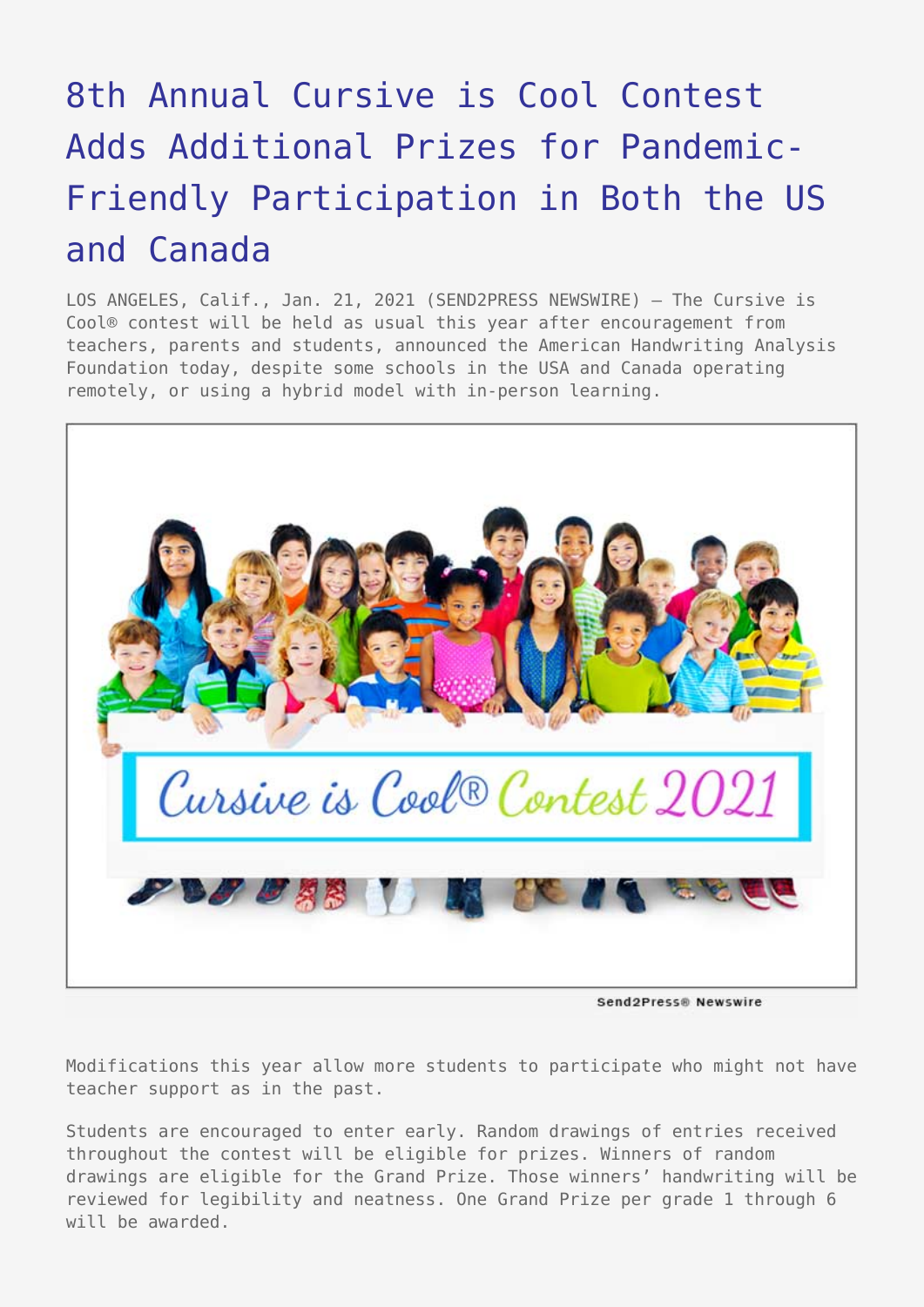# 8th Annual Cursive is Cool Contest Adds Additional Prizes for Pandemic-Friendly Participation in Both the US and Canada

LOS ANGELES, Calif., Jan. 21, 2021 (SEND2PRESS NEWSWIRE) — The Cursive is Cool® contest will be held as usual this year after encouragement from teachers, parents and students, announced the American Handwriting Analysis Foundation today, despite some schools in the USA and Canada operating remotely, or using a hybrid model with in-person learning.

Modifications this year allow more students to participate who might not have teacher support as in the past.

Students are encouraged to enter early. Random drawings of entries received throughout the contest will be eligible for prizes. Winners of random drawings are eligible for the Grand Prize. Those winners' handwriting will be reviewed for legibility and neatness. One Grand Prize per grade 1 through 6 will be awarded.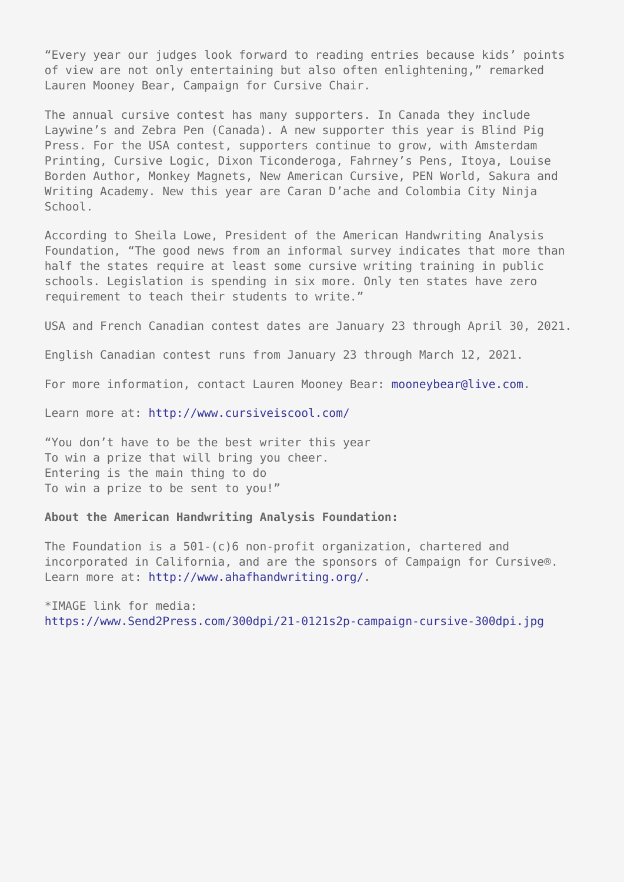"Every year our judges look forward to reading entries because kids' points of view are not only entertaining but also often enlightening," remarked Lauren Mooney Bear, Campaign for Cursive Chair.

The annual cursive contest has many supporters. In Canada they include Laywine's and Zebra Pen (Canada). A new supporter this year is Blind Pig Press. For the USA contest, supporters continue to grow, with Amsterdam Printing, Cursive Logic, Dixon Ticonderoga, Fahrney's Pens, Itoya, Louise Borden Author, Monkey Magnets, New American Cursive, PEN World, Sakura and Writing Academy. New this year are Caran D'ache and Colombia City Ninja School.

According to Sheila Lowe, President of the American Handwriting Analysis Foundation, "The good news from an informal survey indicates that more than half the states require at least some cursive writing training in public schools. Legislation is spending in six more. Only ten states have zero requirement to teach their students to write."

USA and French Canadian contest dates are January 23 through April 30, 2021.

English Canadian contest runs from January 23 through March 12, 2021.

For more information, contact Lauren Mooney Bear: mooneybear@live.com.

Learn more at: http://www.cursiveiscool.com/

"You don't have to be the best writer this year  
To win a prize that will bring you cheer.  
Entering is the main thing to do  
To win a prize to be sent to you!"

**About the American Handwriting Analysis Foundation:**

The Foundation is a 501-(c)6 non-profit organization, chartered and incorporated in California, and are the sponsors of Campaign for Cursive®. Learn more at: http://www.ahafhandwriting.org/.

*IMAGE link for media:  
https://www.Send2Press.com/300dpi/21-0121s2p-campaign-cursive-300dpi.jpg